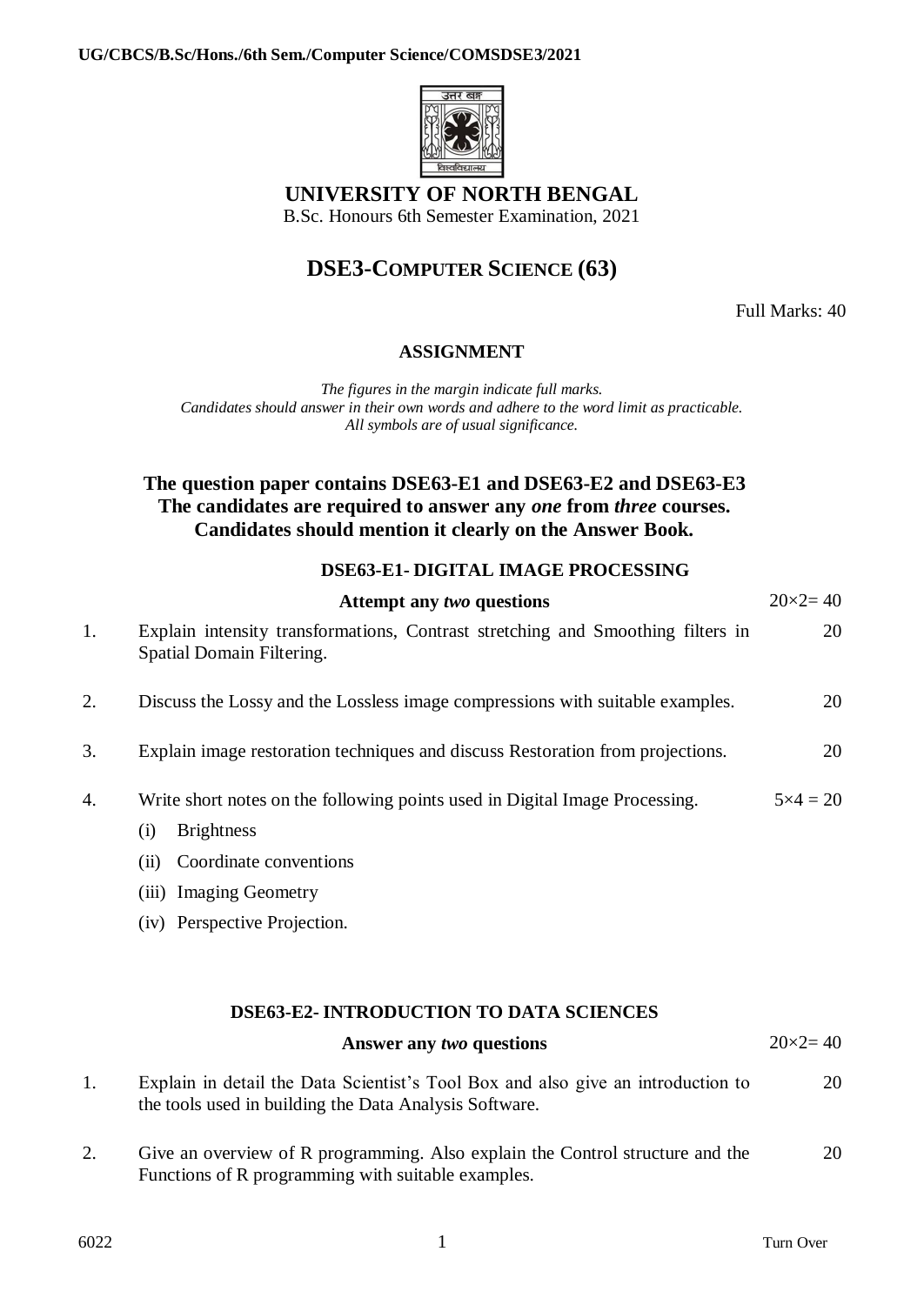# UNIVERSITY OF NORTH BENGAL

B.Sc. Honours 6th Semester Examination, 2021

## DSE3-COMPUTER SCIENCE (63)

Full Marks: 40

### ASSIGNMENT

*The figures in the margin indicate full marks.*
*Candidates should answer in their own words and adhere to the word limit as practicable.*
*All symbols are of usual significance.*

**The question paper contains DSE63-E1 and DSE63-E2 and DSE63-E3**
**The candidates are required to answer any *one* from *three* courses.**
**Candidates should mention it clearly on the Answer Book.**

### DSE63-E1- DIGITAL IMAGE PROCESSING

**Attempt any *two* questions** $20 \times 2 = 40$

1. Explain intensity transformations, Contrast stretching and Smoothing filters in Spatial Domain Filtering. 20

2. Discuss the Lossy and the Lossless image compressions with suitable examples. 20

3. Explain image restoration techniques and discuss Restoration from projections. 20

4. Write short notes on the following points used in Digital Image Processing. $5 \times 4 = 20$
   - (i) Brightness
   - (ii) Coordinate conventions
   - (iii) Imaging Geometry
   - (iv) Perspective Projection.

### DSE63-E2- INTRODUCTION TO DATA SCIENCES

**Answer any *two* questions** $20 \times 2 = 40$

1. Explain in detail the Data Scientist's Tool Box and also give an introduction to the tools used in building the Data Analysis Software. 20

2. Give an overview of R programming. Also explain the Control structure and the Functions of R programming with suitable examples. 20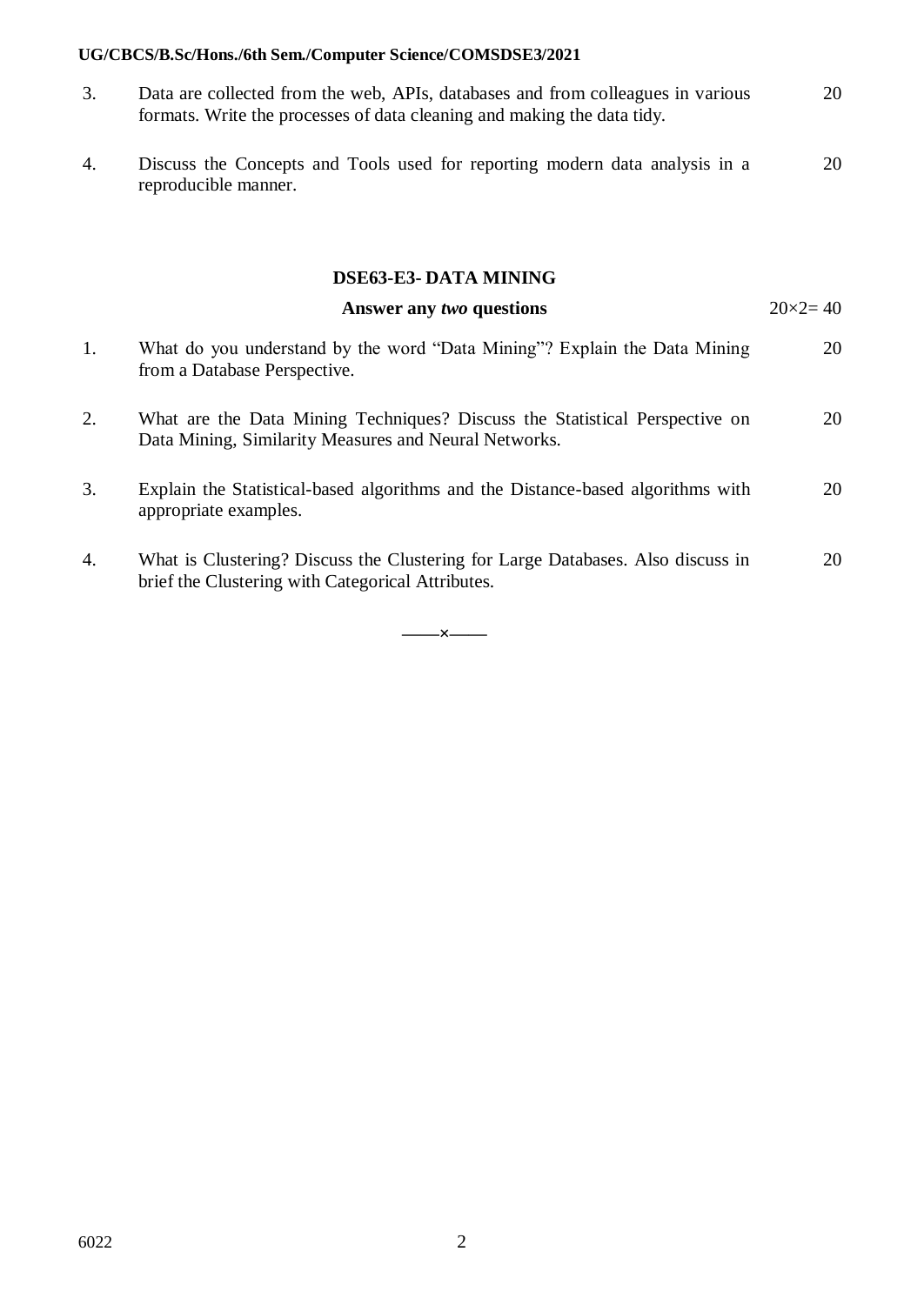3. Data are collected from the web, APIs, databases and from colleagues in various formats. Write the processes of data cleaning and making the data tidy. 20

4. Discuss the Concepts and Tools used for reporting modern data analysis in a reproducible manner. 20

## DSE63-E3- DATA MINING

**Answer any *two* questions** $20\times2=40$

1. What do you understand by the word "Data Mining"? Explain the Data Mining from a Database Perspective. 20

2. What are the Data Mining Techniques? Discuss the Statistical Perspective on Data Mining, Similarity Measures and Neural Networks. 20

3. Explain the Statistical-based algorithms and the Distance-based algorithms with appropriate examples. 20

4. What is Clustering? Discuss the Clustering for Large Databases. Also discuss in brief the Clustering with Categorical Attributes. 20

——×——